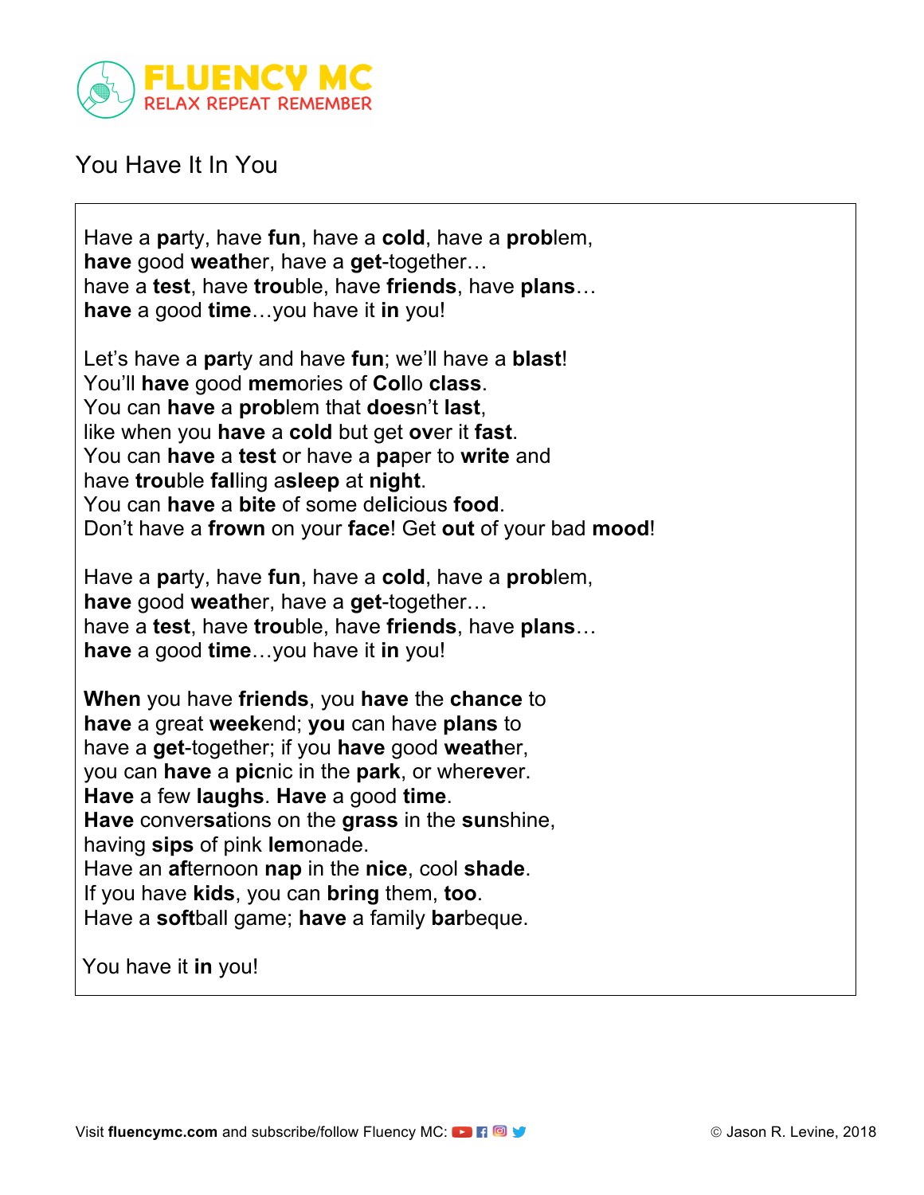FLUENCY MC
RELAX REPEAT REMEMBER

# You Have It In You

Have a **par**ty, have **fun**, have a **cold**, have a **prob**lem,
**have** good **weath**er, have a **get**-together…
have a **test**, have **trou**ble, have **friends**, have **plans**…
**have** a good **time**…you have it **in** you!

Let's have a **par**ty and have **fun**; we'll have a **blast**!
You'll **have** good **mem**ories of **Col**lo **class**.
You can **have** a **prob**lem that **does**n't **last**,
like when you **have** a **cold** but get **ov**er it **fast**.
You can **have** a **test** or have a **pa**per to **write** and
have **trou**ble **fal**ling a**sleep** at **night**.
You can **have** a **bite** of some de**li**cious **food**.
Don't have a **frown** on your **face**! Get **out** of your bad **mood**!

Have a **par**ty, have **fun**, have a **cold**, have a **prob**lem,
**have** good **weath**er, have a **get**-together…
have a **test**, have **trou**ble, have **friends**, have **plans**…
**have** a good **time**…you have it **in** you!

**When** you have **friends**, you **have** the **chance** to
**have** a great **week**end; **you** can have **plans** to
have a **get**-together; if you **have** good **weath**er,
you can **have** a **pic**nic in the **park**, or wher**ev**er.
**Have** a few **laughs**. **Have** a good **time**.
**Have** conver**sa**tions on the **grass** in the **sun**shine,
having **sips** of pink **lem**onade.
Have an **af**ternoon **nap** in the **nice**, cool **shade**.
If you have **kids**, you can **bring** them, **too**.
Have a **soft**ball game; **have** a family **bar**beque.

You have it **in** you!

Visit **fluencymc.com** and subscribe/follow Fluency MC:

© Jason R. Levine, 2018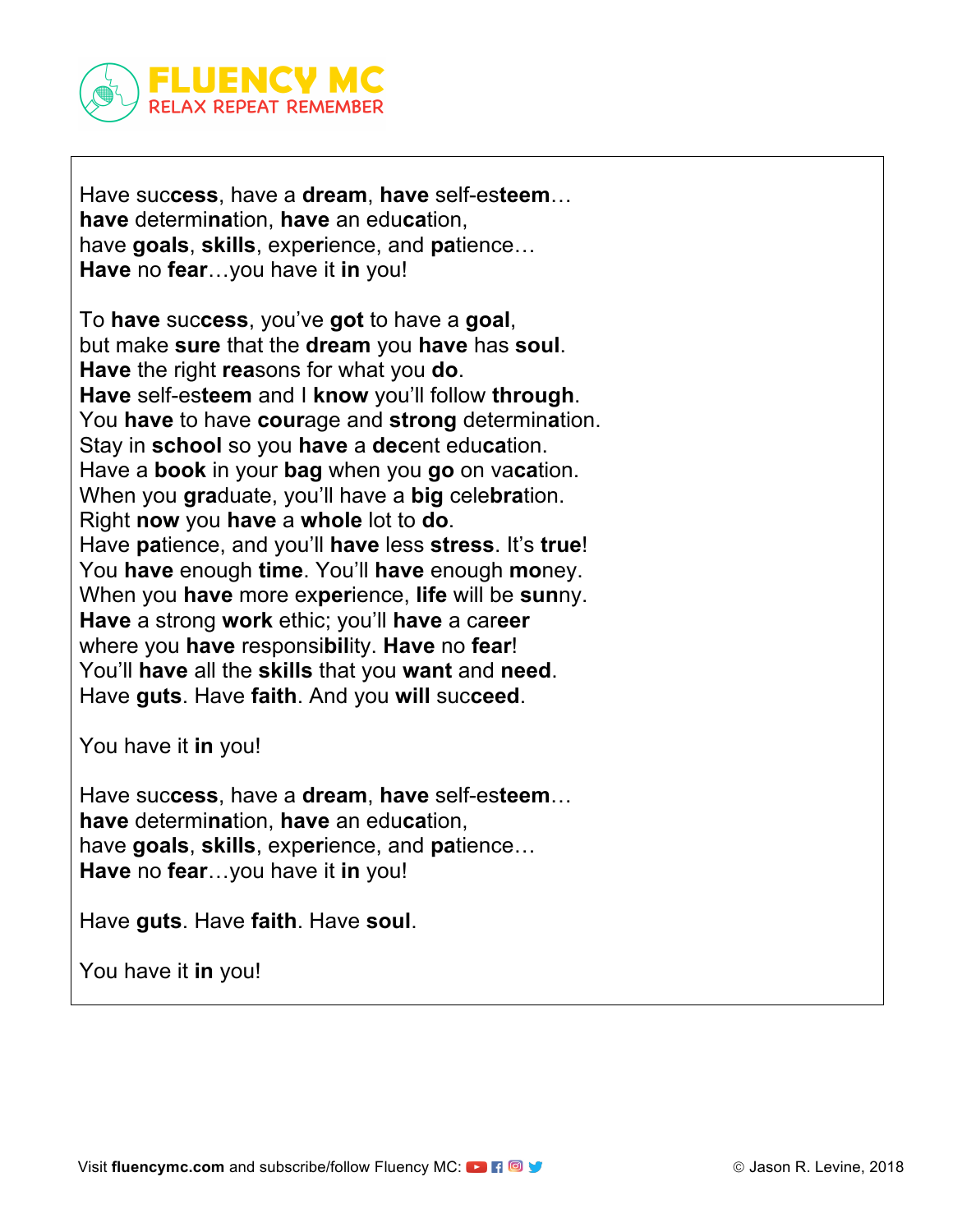Have suc**cess**, have a **dream**, **have** self-es**teem**…
**have** determi**na**tion, **have** an edu**ca**tion,
have **goals**, **skills**, exp**er**ience, and **pa**tience…
**Have** no **fear**…you have it **in** you!

To **have** suc**cess**, you've **got** to have a **goal**,
but make **sure** that the **dream** you **have** has **soul**.
**Have** the right **rea**sons for what you **do**.
**Have** self-es**teem** and I **know** you'll follow **through**.
You **have** to have **cour**age and **strong** determin**a**tion.
Stay in **school** so you **have** a **dec**ent edu**ca**tion.
Have a **book** in your **bag** when you **go** on va**ca**tion.
When you **gra**duate, you'll have a **big** cele**bra**tion.
Right **now** you **have** a **whole** lot to **do**.
Have **pa**tience, and you'll **have** less **stress**. It's **true**!
You **have** enough **time**. You'll **have** enough **mo**ney.
When you **have** more ex**per**ience, **life** will be **sun**ny.
**Have** a strong **work** ethic; you'll **have** a ca**reer**
where you **have** responsi**bil**ity. **Have** no **fear**!
You'll **have** all the **skills** that you **want** and **need**.
Have **guts**. Have **faith**. And you **will** suc**ceed**.

You have it **in** you!

Have suc**cess**, have a **dream**, **have** self-es**teem**…
**have** determi**na**tion, **have** an edu**ca**tion,
have **goals**, **skills**, exp**er**ience, and **pa**tience…
**Have** no **fear**…you have it **in** you!

Have **guts**. Have **faith**. Have **soul**.

You have it **in** you!